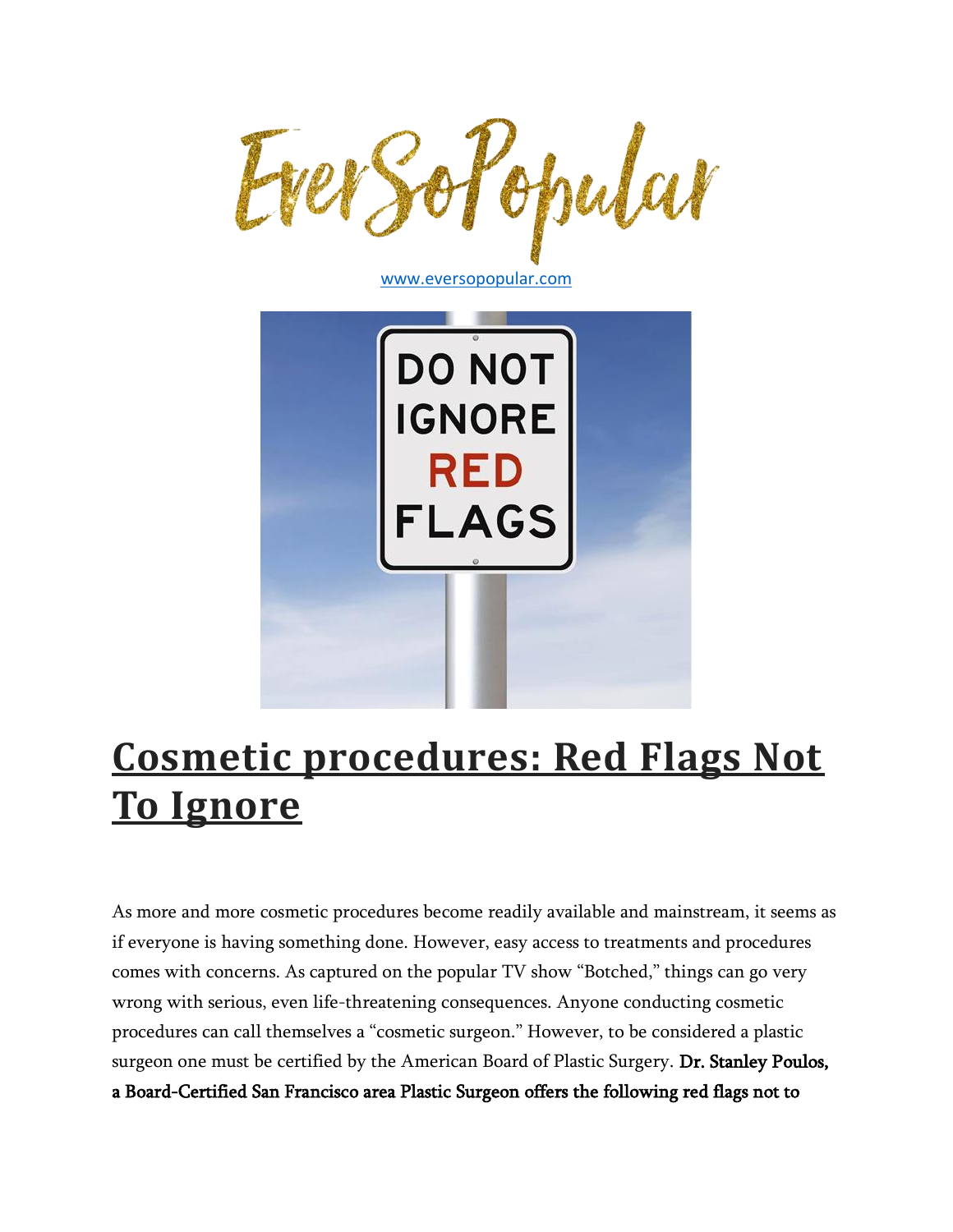EverSoPopular

www.eversopopular.com

# Cosmetic procedures: Red Flags Not To Ignore

As more and more cosmetic procedures become readily available and mainstream, it seems as if everyone is having something done. However, easy access to treatments and procedures comes with concerns. As captured on the popular TV show "Botched," things can go very wrong with serious, even life-threatening consequences. Anyone conducting cosmetic procedures can call themselves a "cosmetic surgeon." However, to be considered a plastic surgeon one must be certified by the American Board of Plastic Surgery. **Dr. Stanley Poulos, a Board-Certified San Francisco area Plastic Surgeon offers the following red flags not to**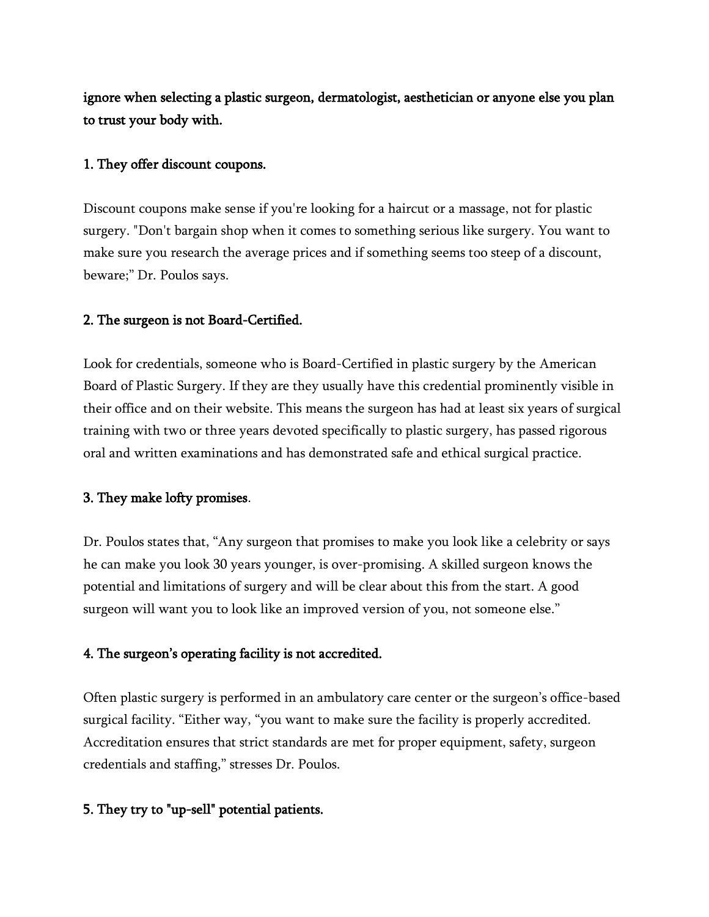**ignore when selecting a plastic surgeon, dermatologist, aesthetician or anyone else you plan to trust your body with.**

**1. They offer discount coupons.**

Discount coupons make sense if you're looking for a haircut or a massage, not for plastic surgery. "Don't bargain shop when it comes to something serious like surgery. You want to make sure you research the average prices and if something seems too steep of a discount, beware;" Dr. Poulos says.

**2. The surgeon is not Board-Certified.**

Look for credentials, someone who is Board-Certified in plastic surgery by the American Board of Plastic Surgery. If they are they usually have this credential prominently visible in their office and on their website. This means the surgeon has had at least six years of surgical training with two or three years devoted specifically to plastic surgery, has passed rigorous oral and written examinations and has demonstrated safe and ethical surgical practice.

**3. They make lofty promises**.

Dr. Poulos states that, "Any surgeon that promises to make you look like a celebrity or says he can make you look 30 years younger, is over-promising. A skilled surgeon knows the potential and limitations of surgery and will be clear about this from the start. A good surgeon will want you to look like an improved version of you, not someone else."

**4. The surgeon's operating facility is not accredited.**

Often plastic surgery is performed in an ambulatory care center or the surgeon's office-based surgical facility. "Either way, "you want to make sure the facility is properly accredited. Accreditation ensures that strict standards are met for proper equipment, safety, surgeon credentials and staffing," stresses Dr. Poulos.

**5. They try to "up-sell" potential patients.**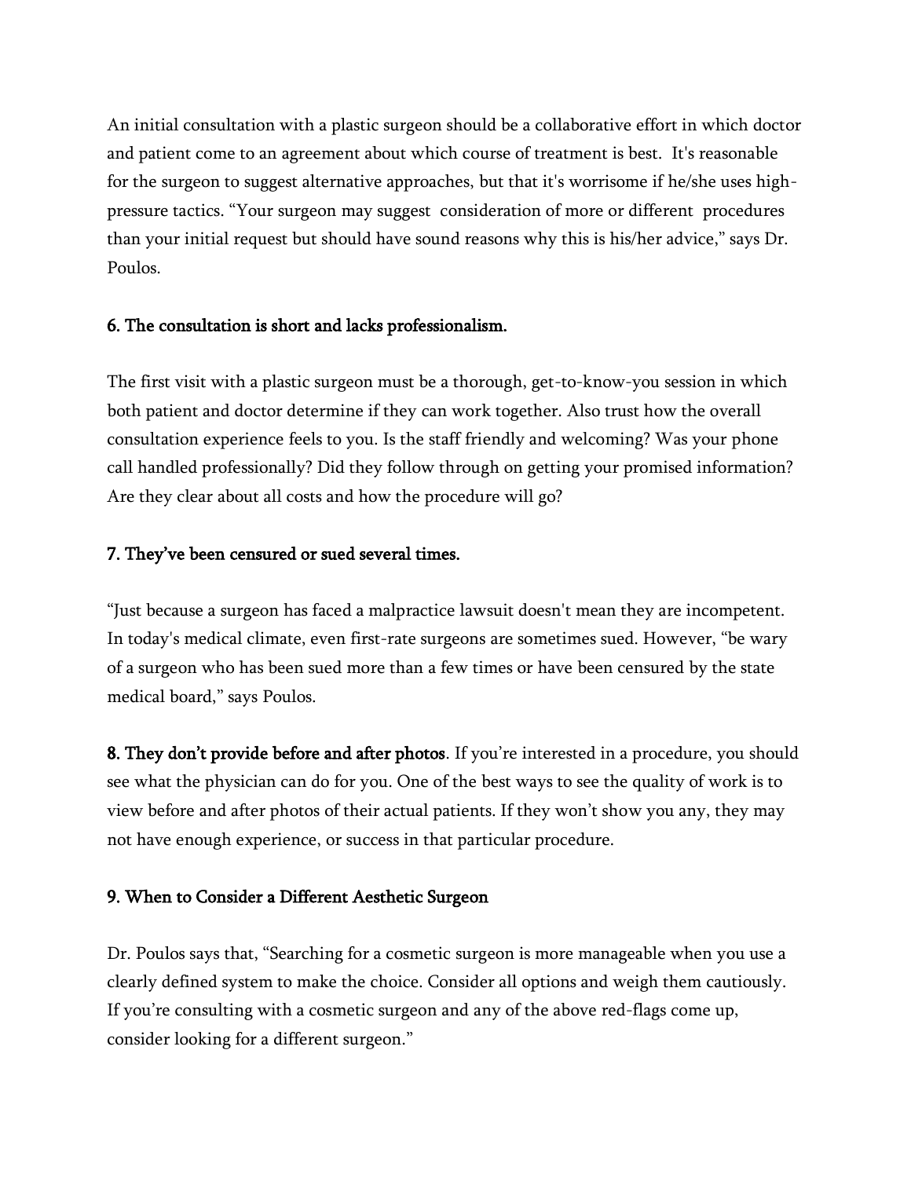An initial consultation with a plastic surgeon should be a collaborative effort in which doctor and patient come to an agreement about which course of treatment is best.  It's reasonable for the surgeon to suggest alternative approaches, but that it's worrisome if he/she uses high-pressure tactics. “Your surgeon may suggest  consideration of more or different  procedures than your initial request but should have sound reasons why this is his/her advice,” says Dr. Poulos.

**6. The consultation is short and lacks professionalism.**

The first visit with a plastic surgeon must be a thorough, get-to-know-you session in which both patient and doctor determine if they can work together. Also trust how the overall consultation experience feels to you. Is the staff friendly and welcoming? Was your phone call handled professionally? Did they follow through on getting your promised information? Are they clear about all costs and how the procedure will go?

**7. They’ve been censured or sued several times.**

“Just because a surgeon has faced a malpractice lawsuit doesn't mean they are incompetent. In today's medical climate, even first-rate surgeons are sometimes sued. However, “be wary of a surgeon who has been sued more than a few times or have been censured by the state medical board,” says Poulos.

**8. They don’t provide before and after photos**. If you’re interested in a procedure, you should see what the physician can do for you. One of the best ways to see the quality of work is to view before and after photos of their actual patients. If they won’t show you any, they may not have enough experience, or success in that particular procedure.

**9. When to Consider a Different Aesthetic Surgeon**

Dr. Poulos says that, “Searching for a cosmetic surgeon is more manageable when you use a clearly defined system to make the choice. Consider all options and weigh them cautiously. If you’re consulting with a cosmetic surgeon and any of the above red-flags come up, consider looking for a different surgeon.”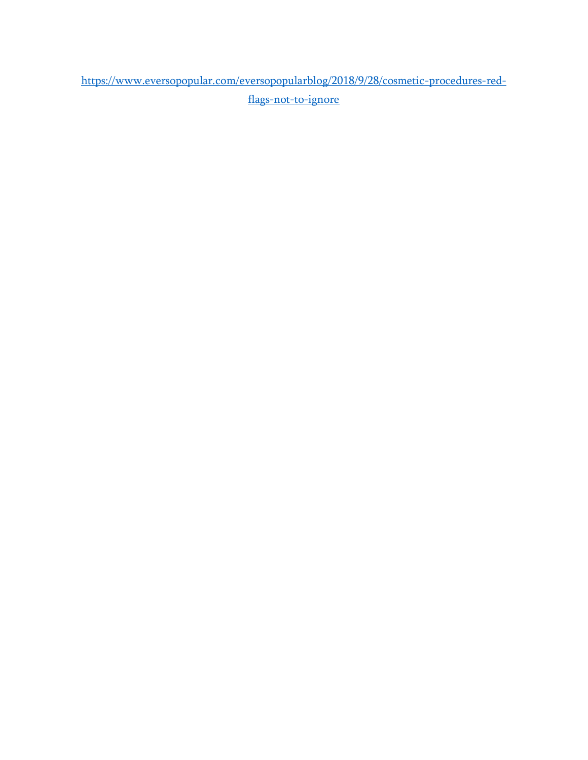https://www.eversopopular.com/eversopopularblog/2018/9/28/cosmetic-procedures-red-flags-not-to-ignore